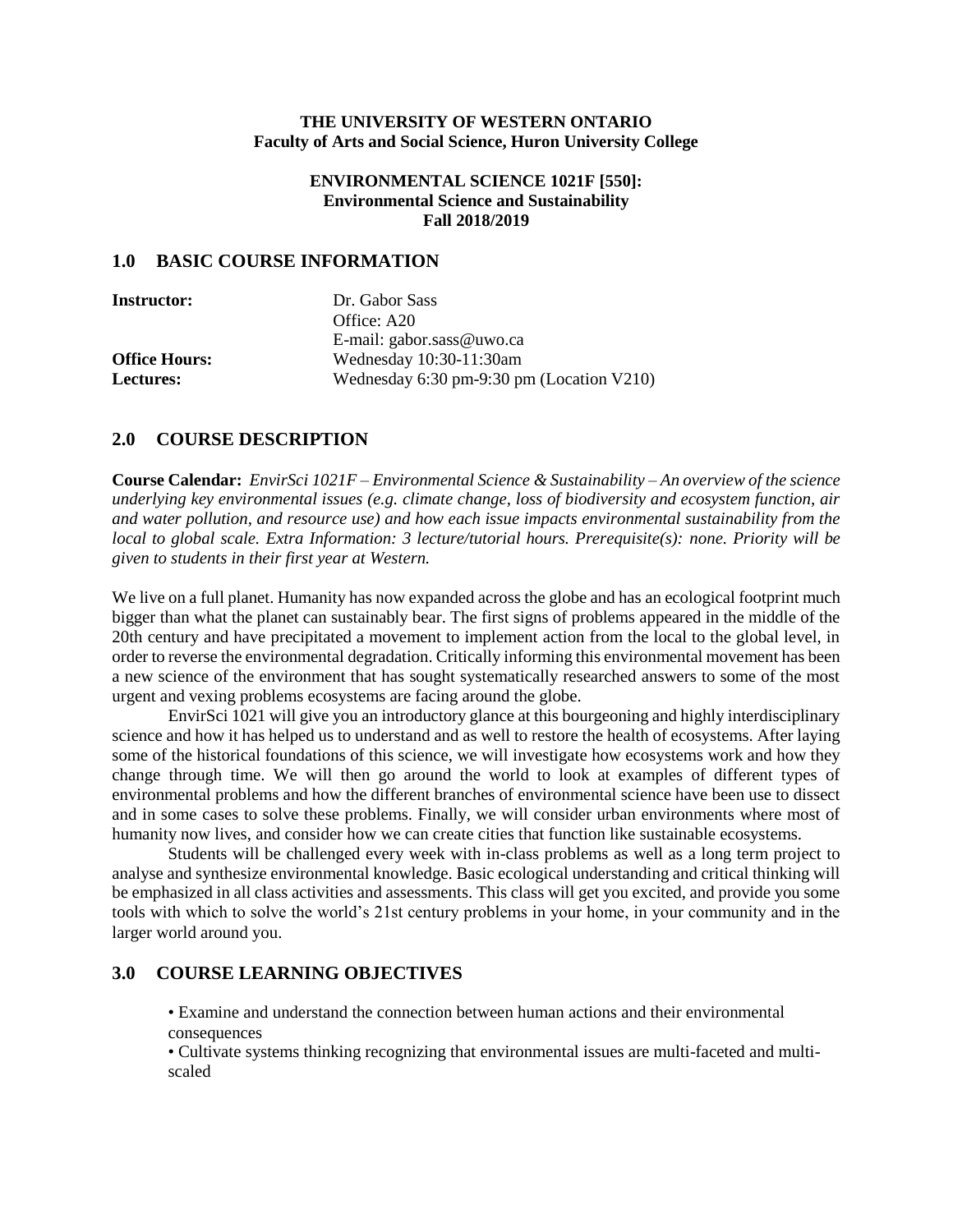**THE UNIVERSITY OF WESTERN ONTARIO**
**Faculty of Arts and Social Science, Huron University College**

**ENVIRONMENTAL SCIENCE 1021F [550]:**
**Environmental Science and Sustainability**
**Fall 2018/2019**

## 1.0 BASIC COURSE INFORMATION

| | |
|---|---|
| **Instructor:** | Dr. Gabor Sass |
| | Office: A20 |
| | E-mail: gabor.sass@uwo.ca |
| **Office Hours:** | Wednesday 10:30-11:30am |
| **Lectures:** | Wednesday 6:30 pm-9:30 pm (Location V210) |

## 2.0 COURSE DESCRIPTION

**Course Calendar:** *EnvirSci 1021F – Environmental Science & Sustainability – An overview of the science underlying key environmental issues (e.g. climate change, loss of biodiversity and ecosystem function, air and water pollution, and resource use) and how each issue impacts environmental sustainability from the local to global scale. Extra Information: 3 lecture/tutorial hours. Prerequisite(s): none. Priority will be given to students in their first year at Western.*

We live on a full planet. Humanity has now expanded across the globe and has an ecological footprint much bigger than what the planet can sustainably bear. The first signs of problems appeared in the middle of the 20th century and have precipitated a movement to implement action from the local to the global level, in order to reverse the environmental degradation. Critically informing this environmental movement has been a new science of the environment that has sought systematically researched answers to some of the most urgent and vexing problems ecosystems are facing around the globe.

EnvirSci 1021 will give you an introductory glance at this bourgeoning and highly interdisciplinary science and how it has helped us to understand and as well to restore the health of ecosystems. After laying some of the historical foundations of this science, we will investigate how ecosystems work and how they change through time. We will then go around the world to look at examples of different types of environmental problems and how the different branches of environmental science have been use to dissect and in some cases to solve these problems. Finally, we will consider urban environments where most of humanity now lives, and consider how we can create cities that function like sustainable ecosystems.

Students will be challenged every week with in-class problems as well as a long term project to analyse and synthesize environmental knowledge. Basic ecological understanding and critical thinking will be emphasized in all class activities and assessments. This class will get you excited, and provide you some tools with which to solve the world's 21st century problems in your home, in your community and in the larger world around you.

## 3.0 COURSE LEARNING OBJECTIVES

- Examine and understand the connection between human actions and their environmental consequences
- Cultivate systems thinking recognizing that environmental issues are multi-faceted and multi-scaled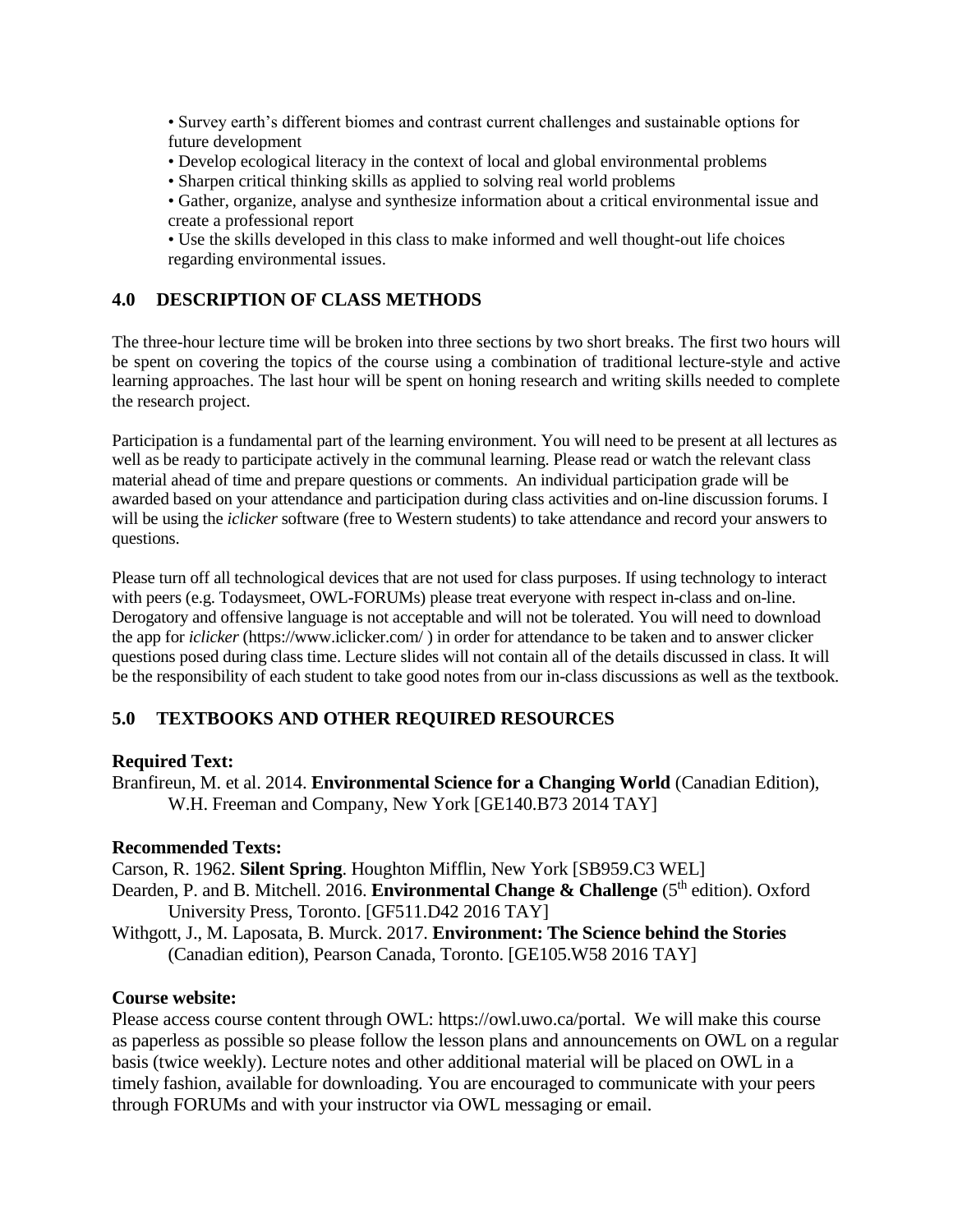- Survey earth's different biomes and contrast current challenges and sustainable options for future development
- Develop ecological literacy in the context of local and global environmental problems
- Sharpen critical thinking skills as applied to solving real world problems
- Gather, organize, analyse and synthesize information about a critical environmental issue and create a professional report
- Use the skills developed in this class to make informed and well thought-out life choices regarding environmental issues.

## 4.0 DESCRIPTION OF CLASS METHODS

The three-hour lecture time will be broken into three sections by two short breaks. The first two hours will be spent on covering the topics of the course using a combination of traditional lecture-style and active learning approaches. The last hour will be spent on honing research and writing skills needed to complete the research project.

Participation is a fundamental part of the learning environment. You will need to be present at all lectures as well as be ready to participate actively in the communal learning. Please read or watch the relevant class material ahead of time and prepare questions or comments. An individual participation grade will be awarded based on your attendance and participation during class activities and on-line discussion forums. I will be using the *iclicker* software (free to Western students) to take attendance and record your answers to questions.

Please turn off all technological devices that are not used for class purposes. If using technology to interact with peers (e.g. Todaysmeet, OWL-FORUMs) please treat everyone with respect in-class and on-line. Derogatory and offensive language is not acceptable and will not be tolerated. You will need to download the app for *iclicker* (https://www.iclicker.com/ ) in order for attendance to be taken and to answer clicker questions posed during class time. Lecture slides will not contain all of the details discussed in class. It will be the responsibility of each student to take good notes from our in-class discussions as well as the textbook.

## 5.0 TEXTBOOKS AND OTHER REQUIRED RESOURCES

**Required Text:**

Branfireun, M. et al. 2014. **Environmental Science for a Changing World** (Canadian Edition), W.H. Freeman and Company, New York [GE140.B73 2014 TAY]

**Recommended Texts:**

Carson, R. 1962. **Silent Spring**. Houghton Mifflin, New York [SB959.C3 WEL]

Dearden, P. and B. Mitchell. 2016. **Environmental Change & Challenge** (5th edition). Oxford University Press, Toronto. [GF511.D42 2016 TAY]

Withgott, J., M. Laposata, B. Murck. 2017. **Environment: The Science behind the Stories** (Canadian edition), Pearson Canada, Toronto. [GE105.W58 2016 TAY]

**Course website:**

Please access course content through OWL: https://owl.uwo.ca/portal. We will make this course as paperless as possible so please follow the lesson plans and announcements on OWL on a regular basis (twice weekly). Lecture notes and other additional material will be placed on OWL in a timely fashion, available for downloading. You are encouraged to communicate with your peers through FORUMs and with your instructor via OWL messaging or email.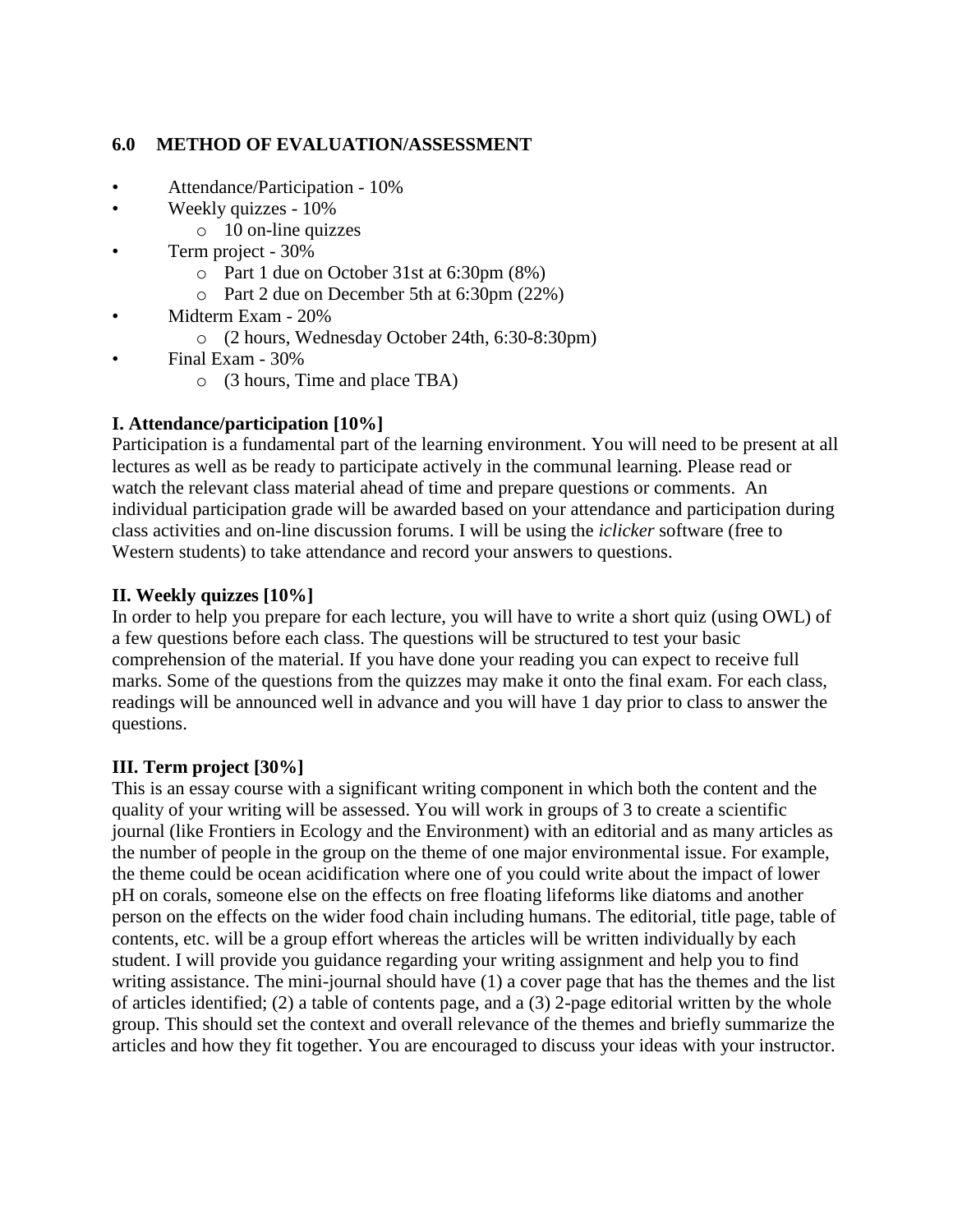## 6.0 METHOD OF EVALUATION/ASSESSMENT

- Attendance/Participation - 10%
- Weekly quizzes - 10%
  - 10 on-line quizzes
- Term project - 30%
  - Part 1 due on October 31st at 6:30pm (8%)
  - Part 2 due on December 5th at 6:30pm (22%)
- Midterm Exam - 20%
  - (2 hours, Wednesday October 24th, 6:30-8:30pm)
- Final Exam - 30%
  - (3 hours, Time and place TBA)

### I. Attendance/participation [10%]

Participation is a fundamental part of the learning environment. You will need to be present at all lectures as well as be ready to participate actively in the communal learning. Please read or watch the relevant class material ahead of time and prepare questions or comments. An individual participation grade will be awarded based on your attendance and participation during class activities and on-line discussion forums. I will be using the *iclicker* software (free to Western students) to take attendance and record your answers to questions.

### II. Weekly quizzes [10%]

In order to help you prepare for each lecture, you will have to write a short quiz (using OWL) of a few questions before each class. The questions will be structured to test your basic comprehension of the material. If you have done your reading you can expect to receive full marks. Some of the questions from the quizzes may make it onto the final exam. For each class, readings will be announced well in advance and you will have 1 day prior to class to answer the questions.

### III. Term project [30%]

This is an essay course with a significant writing component in which both the content and the quality of your writing will be assessed. You will work in groups of 3 to create a scientific journal (like Frontiers in Ecology and the Environment) with an editorial and as many articles as the number of people in the group on the theme of one major environmental issue. For example, the theme could be ocean acidification where one of you could write about the impact of lower pH on corals, someone else on the effects on free floating lifeforms like diatoms and another person on the effects on the wider food chain including humans. The editorial, title page, table of contents, etc. will be a group effort whereas the articles will be written individually by each student. I will provide you guidance regarding your writing assignment and help you to find writing assistance. The mini-journal should have (1) a cover page that has the themes and the list of articles identified; (2) a table of contents page, and a (3) 2-page editorial written by the whole group. This should set the context and overall relevance of the themes and briefly summarize the articles and how they fit together. You are encouraged to discuss your ideas with your instructor.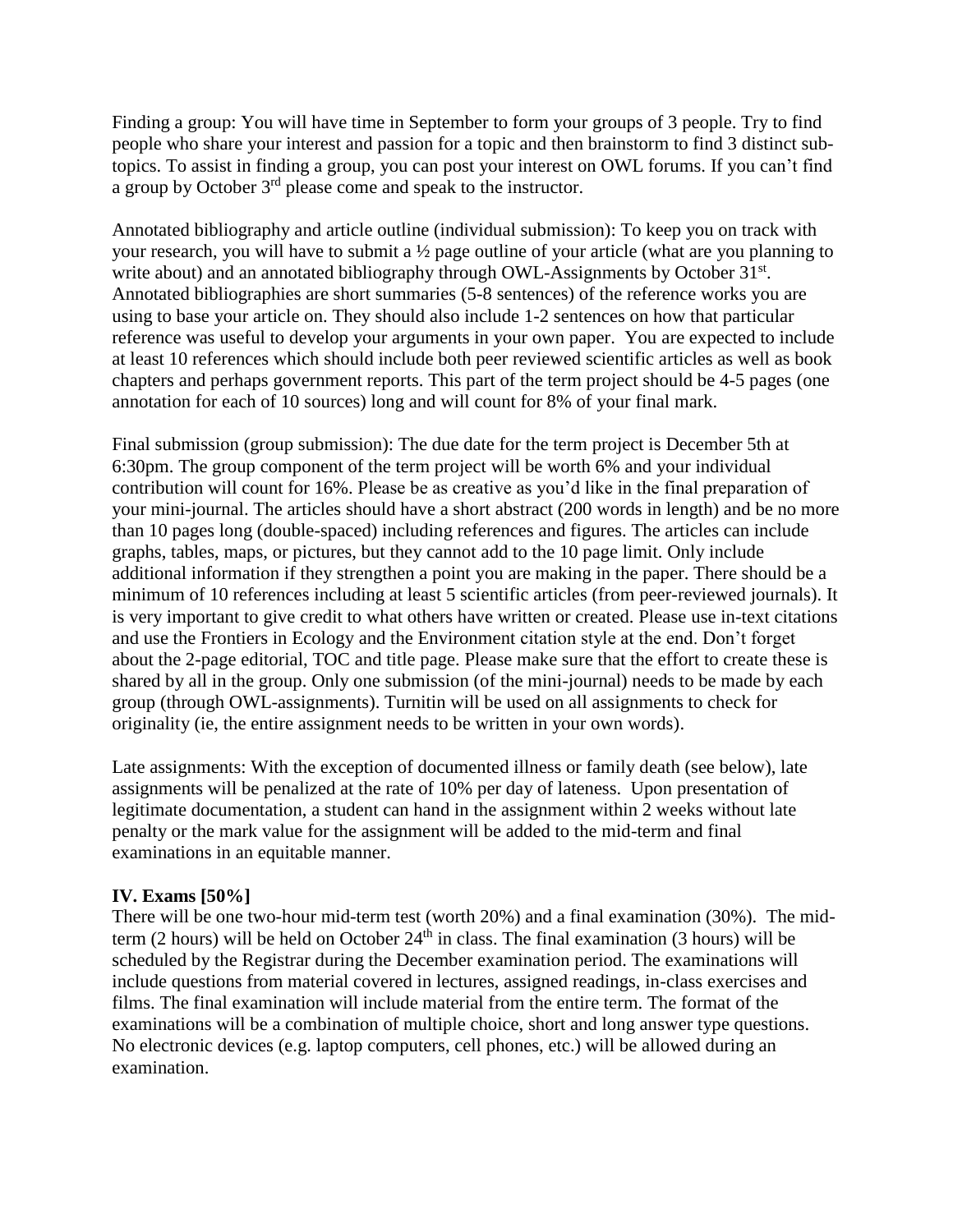Finding a group: You will have time in September to form your groups of 3 people. Try to find people who share your interest and passion for a topic and then brainstorm to find 3 distinct sub-topics. To assist in finding a group, you can post your interest on OWL forums. If you can't find a group by October 3rd please come and speak to the instructor.

Annotated bibliography and article outline (individual submission): To keep you on track with your research, you will have to submit a ½ page outline of your article (what are you planning to write about) and an annotated bibliography through OWL-Assignments by October 31st. Annotated bibliographies are short summaries (5-8 sentences) of the reference works you are using to base your article on. They should also include 1-2 sentences on how that particular reference was useful to develop your arguments in your own paper. You are expected to include at least 10 references which should include both peer reviewed scientific articles as well as book chapters and perhaps government reports. This part of the term project should be 4-5 pages (one annotation for each of 10 sources) long and will count for 8% of your final mark.

Final submission (group submission): The due date for the term project is December 5th at 6:30pm. The group component of the term project will be worth 6% and your individual contribution will count for 16%. Please be as creative as you'd like in the final preparation of your mini-journal. The articles should have a short abstract (200 words in length) and be no more than 10 pages long (double-spaced) including references and figures. The articles can include graphs, tables, maps, or pictures, but they cannot add to the 10 page limit. Only include additional information if they strengthen a point you are making in the paper. There should be a minimum of 10 references including at least 5 scientific articles (from peer-reviewed journals). It is very important to give credit to what others have written or created. Please use in-text citations and use the Frontiers in Ecology and the Environment citation style at the end. Don't forget about the 2-page editorial, TOC and title page. Please make sure that the effort to create these is shared by all in the group. Only one submission (of the mini-journal) needs to be made by each group (through OWL-assignments). Turnitin will be used on all assignments to check for originality (ie, the entire assignment needs to be written in your own words).

Late assignments: With the exception of documented illness or family death (see below), late assignments will be penalized at the rate of 10% per day of lateness. Upon presentation of legitimate documentation, a student can hand in the assignment within 2 weeks without late penalty or the mark value for the assignment will be added to the mid-term and final examinations in an equitable manner.

**IV. Exams [50%]**

There will be one two-hour mid-term test (worth 20%) and a final examination (30%). The mid-term (2 hours) will be held on October 24th in class. The final examination (3 hours) will be scheduled by the Registrar during the December examination period. The examinations will include questions from material covered in lectures, assigned readings, in-class exercises and films. The final examination will include material from the entire term. The format of the examinations will be a combination of multiple choice, short and long answer type questions. No electronic devices (e.g. laptop computers, cell phones, etc.) will be allowed during an examination.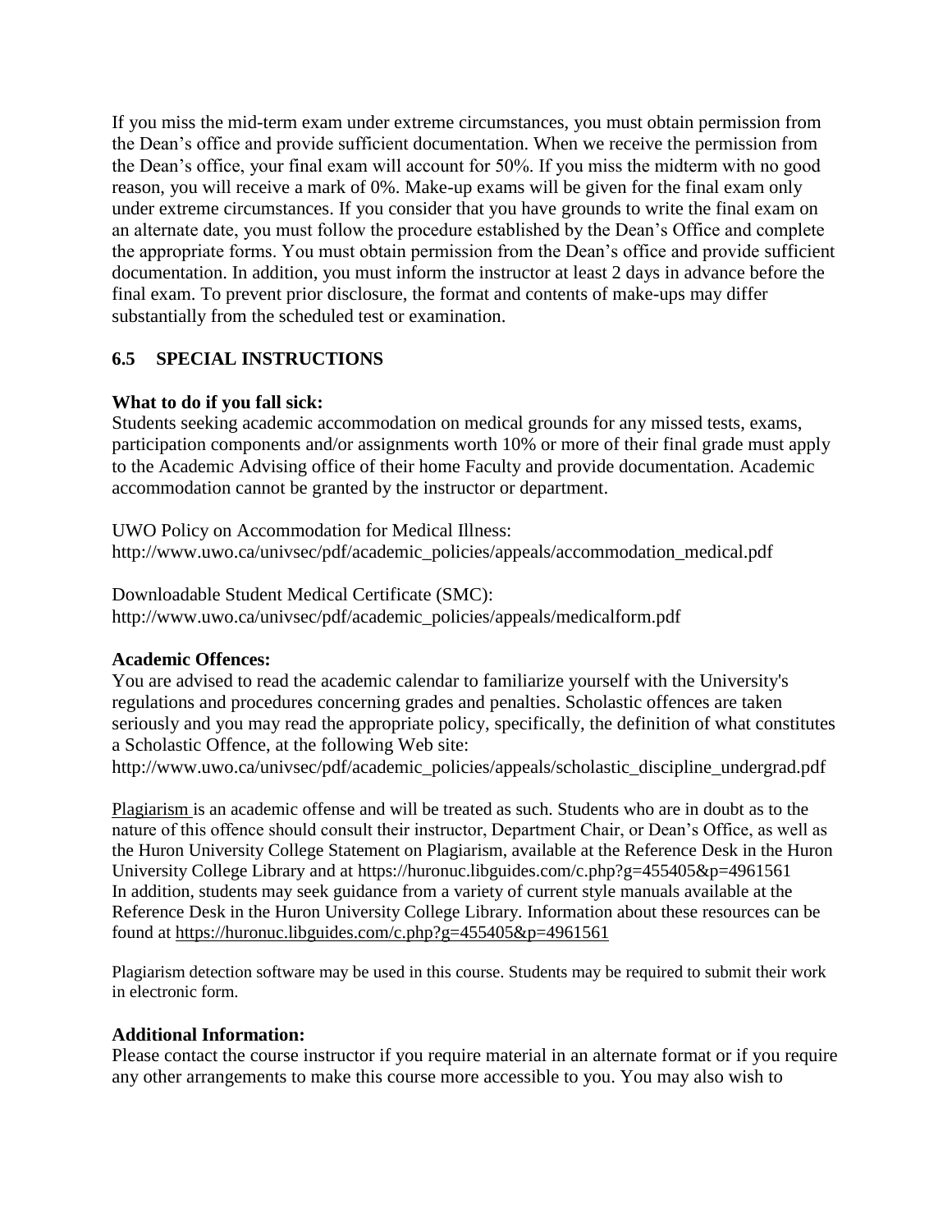If you miss the mid-term exam under extreme circumstances, you must obtain permission from the Dean's office and provide sufficient documentation. When we receive the permission from the Dean's office, your final exam will account for 50%. If you miss the midterm with no good reason, you will receive a mark of 0%. Make-up exams will be given for the final exam only under extreme circumstances. If you consider that you have grounds to write the final exam on an alternate date, you must follow the procedure established by the Dean's Office and complete the appropriate forms. You must obtain permission from the Dean's office and provide sufficient documentation. In addition, you must inform the instructor at least 2 days in advance before the final exam. To prevent prior disclosure, the format and contents of make-ups may differ substantially from the scheduled test or examination.

### 6.5 SPECIAL INSTRUCTIONS

**What to do if you fall sick:**
Students seeking academic accommodation on medical grounds for any missed tests, exams, participation components and/or assignments worth 10% or more of their final grade must apply to the Academic Advising office of their home Faculty and provide documentation. Academic accommodation cannot be granted by the instructor or department.

UWO Policy on Accommodation for Medical Illness:
http://www.uwo.ca/univsec/pdf/academic_policies/appeals/accommodation_medical.pdf

Downloadable Student Medical Certificate (SMC):
http://www.uwo.ca/univsec/pdf/academic_policies/appeals/medicalform.pdf

**Academic Offences:**
You are advised to read the academic calendar to familiarize yourself with the University's regulations and procedures concerning grades and penalties. Scholastic offences are taken seriously and you may read the appropriate policy, specifically, the definition of what constitutes a Scholastic Offence, at the following Web site:
http://www.uwo.ca/univsec/pdf/academic_policies/appeals/scholastic_discipline_undergrad.pdf

Plagiarism is an academic offense and will be treated as such. Students who are in doubt as to the nature of this offence should consult their instructor, Department Chair, or Dean's Office, as well as the Huron University College Statement on Plagiarism, available at the Reference Desk in the Huron University College Library and at https://huronuc.libguides.com/c.php?g=455405&p=4961561
In addition, students may seek guidance from a variety of current style manuals available at the Reference Desk in the Huron University College Library. Information about these resources can be found at https://huronuc.libguides.com/c.php?g=455405&p=4961561

Plagiarism detection software may be used in this course. Students may be required to submit their work in electronic form.

**Additional Information:**
Please contact the course instructor if you require material in an alternate format or if you require any other arrangements to make this course more accessible to you. You may also wish to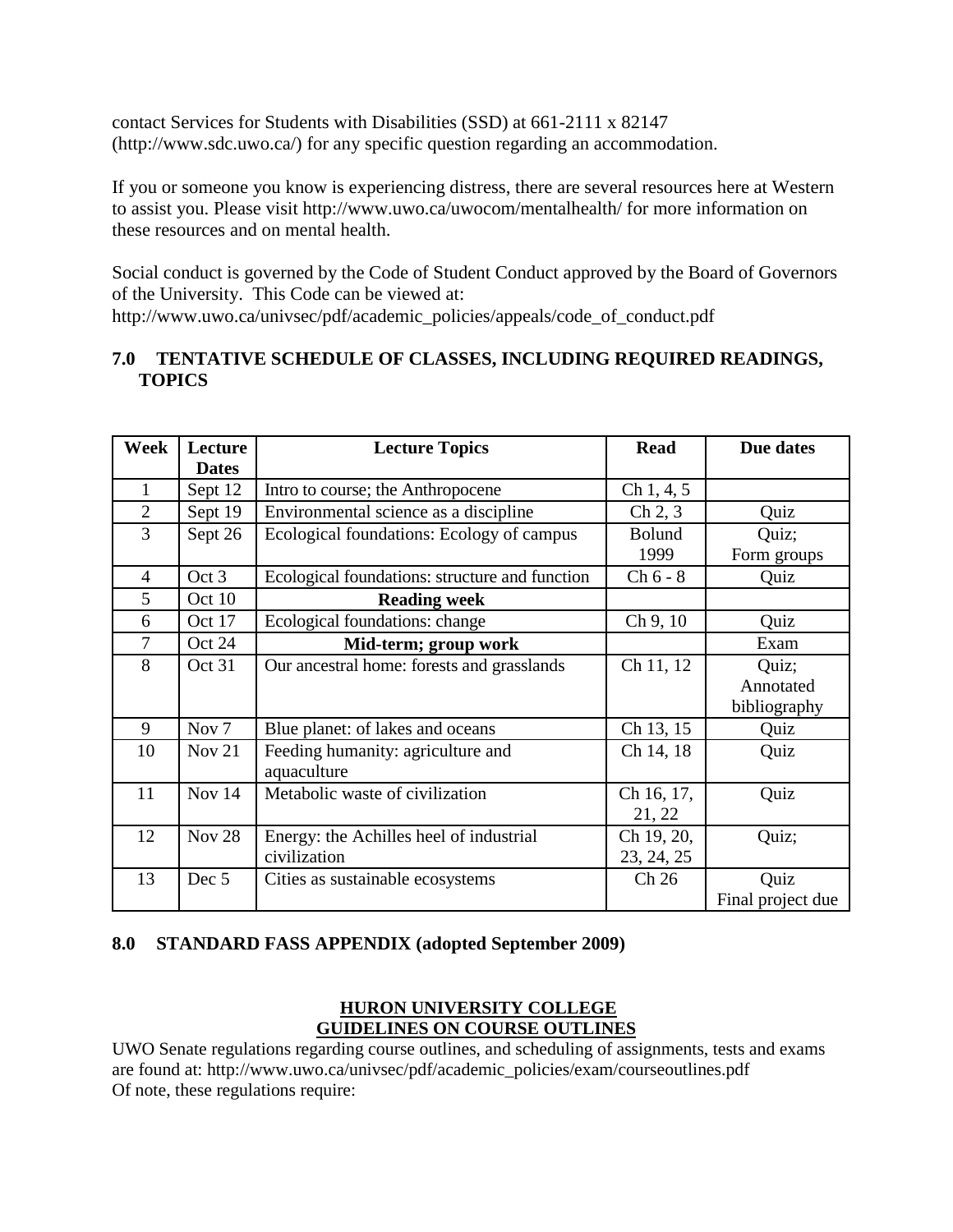contact Services for Students with Disabilities (SSD) at 661-2111 x 82147 (http://www.sdc.uwo.ca/) for any specific question regarding an accommodation.

If you or someone you know is experiencing distress, there are several resources here at Western to assist you. Please visit http://www.uwo.ca/uwocom/mentalhealth/ for more information on these resources and on mental health.

Social conduct is governed by the Code of Student Conduct approved by the Board of Governors of the University. This Code can be viewed at:
http://www.uwo.ca/univsec/pdf/academic_policies/appeals/code_of_conduct.pdf

## 7.0 TENTATIVE SCHEDULE OF CLASSES, INCLUDING REQUIRED READINGS, TOPICS

| Week | Lecture Dates | Lecture Topics | Read | Due dates |
|---|---|---|---|---|
| 1 | Sept 12 | Intro to course; the Anthropocene | Ch 1, 4, 5 | |
| 2 | Sept 19 | Environmental science as a discipline | Ch 2, 3 | Quiz |
| 3 | Sept 26 | Ecological foundations: Ecology of campus | Bolund 1999 | Quiz; Form groups |
| 4 | Oct 3 | Ecological foundations: structure and function | Ch 6 - 8 | Quiz |
| 5 | Oct 10 | **Reading week** | | |
| 6 | Oct 17 | Ecological foundations: change | Ch 9, 10 | Quiz |
| 7 | Oct 24 | **Mid-term; group work** | | Exam |
| 8 | Oct 31 | Our ancestral home: forests and grasslands | Ch 11, 12 | Quiz; Annotated bibliography |
| 9 | Nov 7 | Blue planet: of lakes and oceans | Ch 13, 15 | Quiz |
| 10 | Nov 21 | Feeding humanity: agriculture and aquaculture | Ch 14, 18 | Quiz |
| 11 | Nov 14 | Metabolic waste of civilization | Ch 16, 17, 21, 22 | Quiz |
| 12 | Nov 28 | Energy: the Achilles heel of industrial civilization | Ch 19, 20, 23, 24, 25 | Quiz; |
| 13 | Dec 5 | Cities as sustainable ecosystems | Ch 26 | Quiz Final project due |

## 8.0 STANDARD FASS APPENDIX (adopted September 2009)

**HURON UNIVERSITY COLLEGE**
**GUIDELINES ON COURSE OUTLINES**

UWO Senate regulations regarding course outlines, and scheduling of assignments, tests and exams are found at: http://www.uwo.ca/univsec/pdf/academic_policies/exam/courseoutlines.pdf
Of note, these regulations require: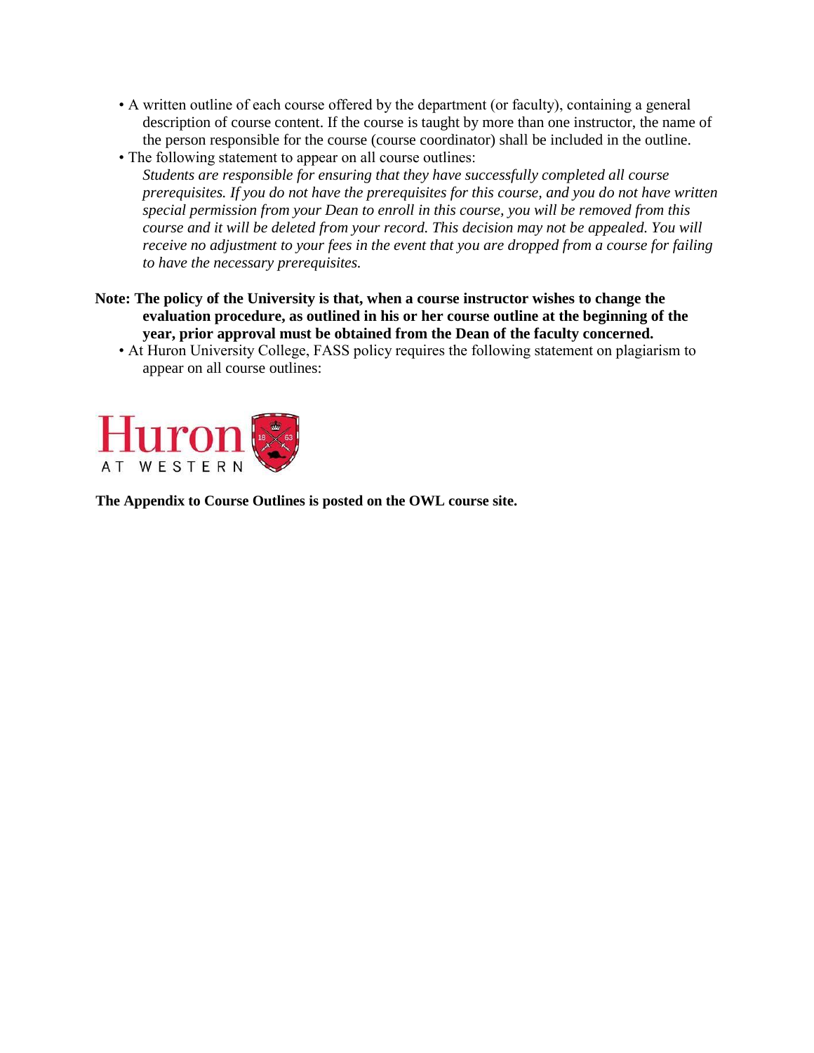- A written outline of each course offered by the department (or faculty), containing a general description of course content. If the course is taught by more than one instructor, the name of the person responsible for the course (course coordinator) shall be included in the outline.
- The following statement to appear on all course outlines:
  *Students are responsible for ensuring that they have successfully completed all course prerequisites. If you do not have the prerequisites for this course, and you do not have written special permission from your Dean to enroll in this course, you will be removed from this course and it will be deleted from your record. This decision may not be appealed. You will receive no adjustment to your fees in the event that you are dropped from a course for failing to have the necessary prerequisites.*

**Note: The policy of the University is that, when a course instructor wishes to change the evaluation procedure, as outlined in his or her course outline at the beginning of the year, prior approval must be obtained from the Dean of the faculty concerned.**

- At Huron University College, FASS policy requires the following statement on plagiarism to appear on all course outlines:

Huron AT WESTERN

**The Appendix to Course Outlines is posted on the OWL course site.**